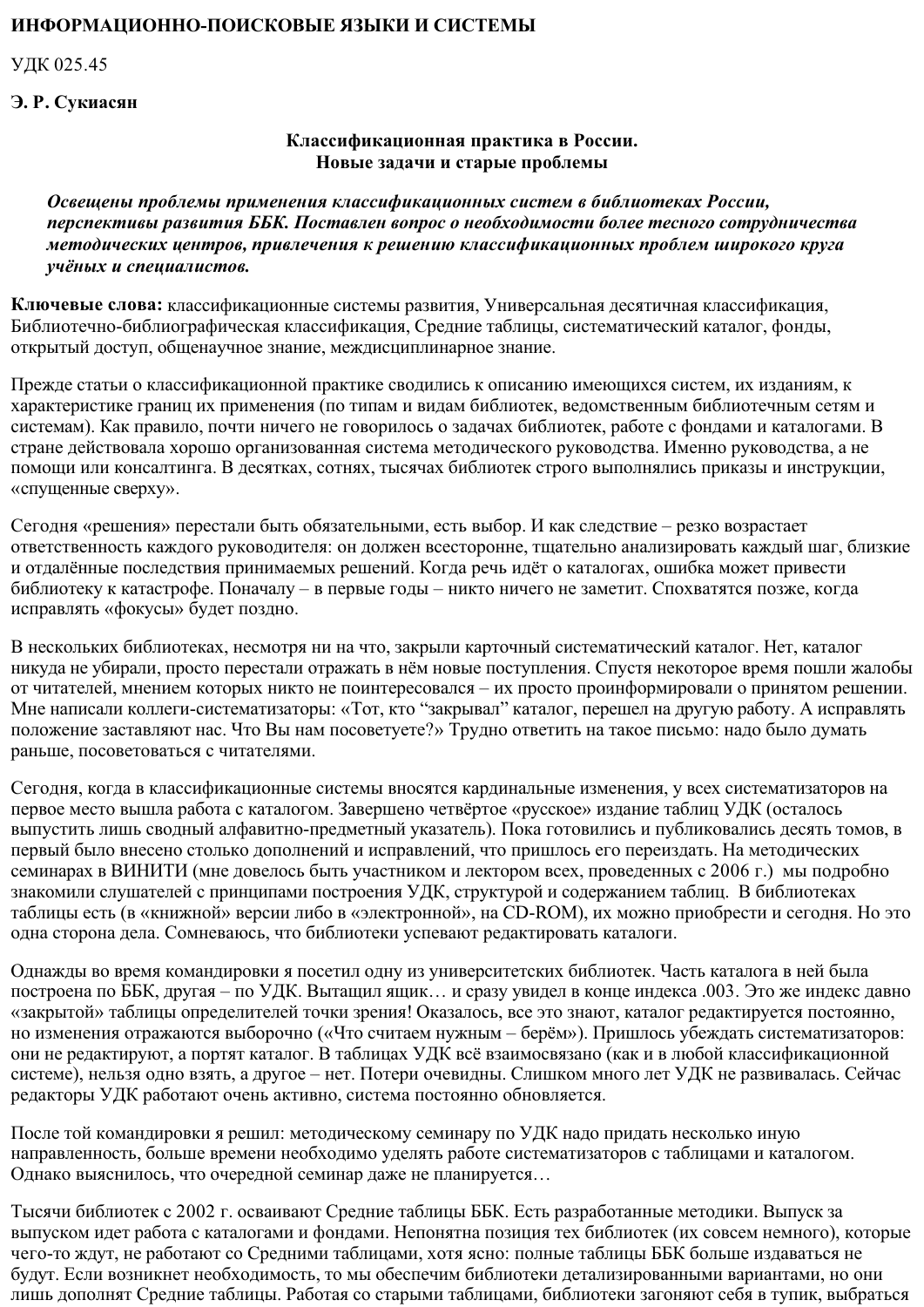**ИНФОРМАЦИОННО-ПОИСКОВЫЕ ЯЗЫКИ И СИСТЕМЫ**

УДК 025.45

**Э. Р. Сукиасян**

## Классификационная практика в России. Новые задачи и старые проблемы

***Освещены проблемы применения классификационных систем в библиотеках России, перспективы развития ББК. Поставлен вопрос о необходимости более тесного сотрудничества методических центров, привлечения к решению классификационных проблем широкого круга учёных и специалистов.***

**Ключевые слова:** классификационные системы развития, Универсальная десятичная классификация, Библиотечно-библиографическая классификация, Средние таблицы, систематический каталог, фонды, открытый доступ, общенаучное знание, междисциплинарное знание.

Прежде статьи о классификационной практике сводились к описанию имеющихся систем, их изданиям, к характеристике границ их применения (по типам и видам библиотек, ведомственным библиотечным сетям и системам). Как правило, почти ничего не говорилось о задачах библиотек, работе с фондами и каталогами. В стране действовала хорошо организованная система методического руководства. Именно руководства, а не помощи или консалтинга. В десятках, сотнях, тысячах библиотек строго выполнялись приказы и инструкции, «спущенные сверху».

Сегодня «решения» перестали быть обязательными, есть выбор. И как следствие – резко возрастает ответственность каждого руководителя: он должен всесторонне, тщательно анализировать каждый шаг, близкие и отдалённые последствия принимаемых решений. Когда речь идёт о каталогах, ошибка может привести библиотеку к катастрофе. Поначалу – в первые годы – никто ничего не заметит. Спохватятся позже, когда исправлять «фокусы» будет поздно.

В нескольких библиотеках, несмотря ни на что, закрыли карточный систематический каталог. Нет, каталог никуда не убирали, просто перестали отражать в нём новые поступления. Спустя некоторое время пошли жалобы от читателей, мнением которых никто не поинтересовался – их просто проинформировали о принятом решении. Мне написали коллеги-систематизаторы: «Тот, кто “закрывал” каталог, перешел на другую работу. А исправлять положение заставляют нас. Что Вы нам посоветуете?» Трудно ответить на такое письмо: надо было думать раньше, посоветоваться с читателями.

Сегодня, когда в классификационные системы вносятся кардинальные изменения, у всех систематизаторов на первое место вышла работа с каталогом. Завершено четвёртое «русское» издание таблиц УДК (осталось выпустить лишь сводный алфавитно-предметный указатель). Пока готовились и публиковались десять томов, в первый было внесено столько дополнений и исправлений, что пришлось его переиздать. На методических семинарах в ВИНИТИ (мне довелось быть участником и лектором всех, проведенных с 2006 г.) мы подробно знакомили слушателей с принципами построения УДК, структурой и содержанием таблиц. В библиотеках таблицы есть (в «книжной» версии либо в «электронной», на CD-ROM), их можно приобрести и сегодня. Но это одна сторона дела. Сомневаюсь, что библиотеки успевают редактировать каталоги.

Однажды во время командировки я посетил одну из университетских библиотек. Часть каталога в ней была построена по ББК, другая – по УДК. Вытащил ящик… и сразу увидел в конце индекса .003. Это же индекс давно «закрытой» таблицы определителей точки зрения! Оказалось, все это знают, каталог редактируется постоянно, но изменения отражаются выборочно («Что считаем нужным – берём»). Пришлось убеждать систематизаторов: они не редактируют, а портят каталог. В таблицах УДК всё взаимосвязано (как и в любой классификационной системе), нельзя одно взять, а другое – нет. Потери очевидны. Слишком много лет УДК не развивалась. Сейчас редакторы УДК работают очень активно, система постоянно обновляется.

После той командировки я решил: методическому семинару по УДК надо придать несколько иную направленность, больше времени необходимо уделять работе систематизаторов с таблицами и каталогом. Однако выяснилось, что очередной семинар даже не планируется…

Тысячи библиотек с 2002 г. осваивают Средние таблицы ББК. Есть разработанные методики. Выпуск за выпуском идет работа с каталогами и фондами. Непонятна позиция тех библиотек (их совсем немного), которые чего-то ждут, не работают со Средними таблицами, хотя ясно: полные таблицы ББК больше издаваться не будут. Если возникнет необходимость, то мы обеспечим библиотеки детализированными вариантами, но они лишь дополнят Средние таблицы. Работая со старыми таблицами, библиотеки загоняют себя в тупик, выбраться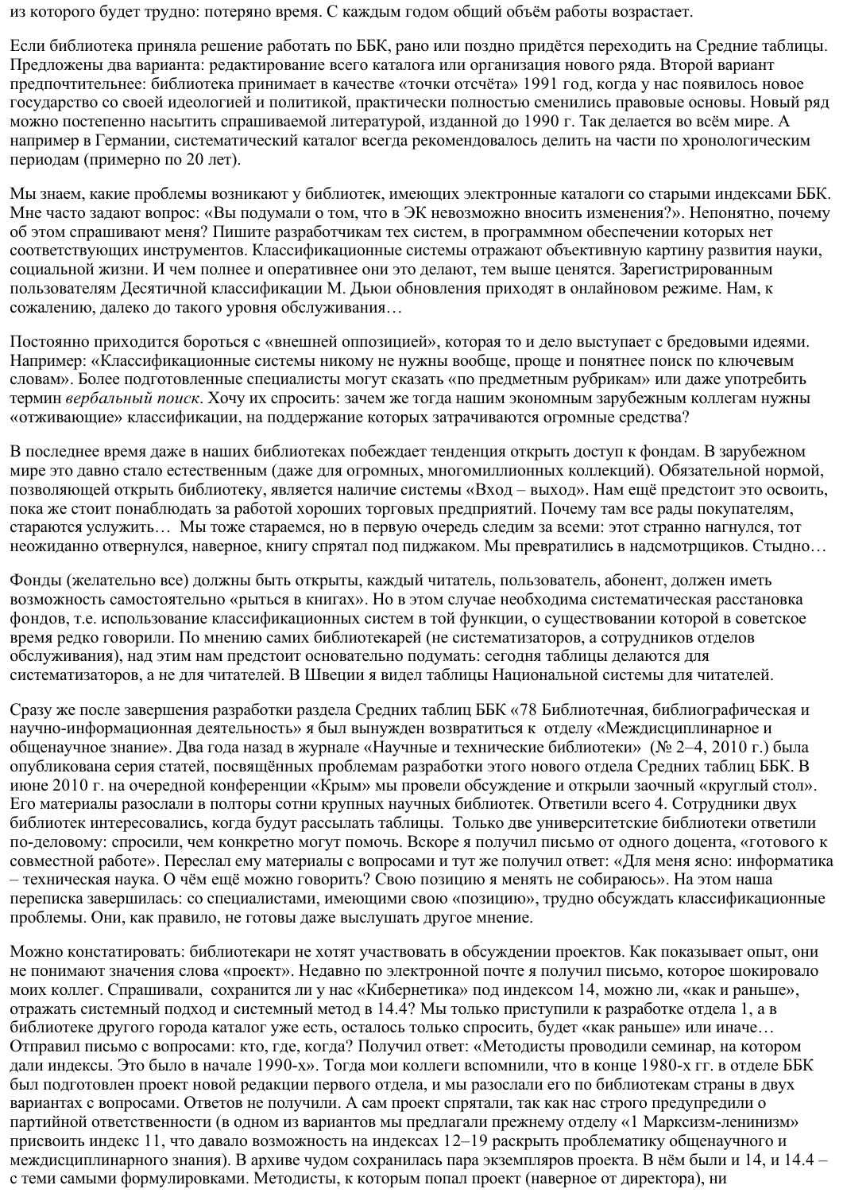из которого будет трудно: потеряно время. С каждым годом общий объём работы возрастает.

Если библиотека приняла решение работать по ББК, рано или поздно придётся переходить на Средние таблицы. Предложены два варианта: редактирование всего каталога или организация нового ряда. Второй вариант предпочтительнее: библиотека принимает в качестве «точки отсчёта» 1991 год, когда у нас появилось новое государство со своей идеологией и политикой, практически полностью сменились правовые основы. Новый ряд можно постепенно насытить спрашиваемой литературой, изданной до 1990 г. Так делается во всём мире. А например в Германии, систематический каталог всегда рекомендовалось делить на части по хронологическим периодам (примерно по 20 лет).

Мы знаем, какие проблемы возникают у библиотек, имеющих электронные каталоги со старыми индексами ББК. Мне часто задают вопрос: «Вы подумали о том, что в ЭК невозможно вносить изменения?». Непонятно, почему об этом спрашивают меня? Пишите разработчикам тех систем, в программном обеспечении которых нет соответствующих инструментов. Классификационные системы отражают объективную картину развития науки, социальной жизни. И чем полнее и оперативнее они это делают, тем выше ценятся. Зарегистрированным пользователям Десятичной классификации М. Дьюи обновления приходят в онлайновом режиме. Нам, к сожалению, далеко до такого уровня обслуживания…

Постоянно приходится бороться с «внешней оппозицией», которая то и дело выступает с бредовыми идеями. Например: «Классификационные системы никому не нужны вообще, проще и понятнее поиск по ключевым словам». Более подготовленные специалисты могут сказать «по предметным рубрикам» или даже употребить термин *вербальный поиск*. Хочу их спросить: зачем же тогда нашим экономным зарубежным коллегам нужны «отживающие» классификации, на поддержание которых затрачиваются огромные средства?

В последнее время даже в наших библиотеках побеждает тенденция открыть доступ к фондам. В зарубежном мире это давно стало естественным (даже для огромных, многомиллионных коллекций). Обязательной нормой, позволяющей открыть библиотеку, является наличие системы «Вход – выход». Нам ещё предстоит это освоить, пока же стоит понаблюдать за работой хороших торговых предприятий. Почему там все рады покупателям, стараются услужить… Мы тоже стараемся, но в первую очередь следим за всеми: этот странно нагнулся, тот неожиданно отвернулся, наверное, книгу спрятал под пиджаком. Мы превратились в надсмотрщиков. Стыдно…

Фонды (желательно все) должны быть открыты, каждый читатель, пользователь, абонент, должен иметь возможность самостоятельно «рыться в книгах». Но в этом случае необходима систематическая расстановка фондов, т.е. использование классификационных систем в той функции, о существовании которой в советское время редко говорили. По мнению самих библиотекарей (не систематизаторов, а сотрудников отделов обслуживания), над этим нам предстоит основательно подумать: сегодня таблицы делаются для систематизаторов, а не для читателей. В Швеции я видел таблицы Национальной системы для читателей.

Сразу же после завершения разработки раздела Средних таблиц ББК «78 Библиотечная, библиографическая и научно-информационная деятельность» я был вынужден возвратиться к отделу «Междисциплинарное и общенаучное знание». Два года назад в журнале «Научные и технические библиотеки» (№ 2–4, 2010 г.) была опубликована серия статей, посвящённых проблемам разработки этого нового отдела Средних таблиц ББК. В июне 2010 г. на очередной конференции «Крым» мы провели обсуждение и открыли заочный «круглый стол». Его материалы разослали в полторы сотни крупных научных библиотек. Ответили всего 4. Сотрудники двух библиотек интересовались, когда будут рассылать таблицы. Только две университетские библиотеки ответили по-деловому: спросили, чем конкретно могут помочь. Вскоре я получил письмо от одного доцента, «готового к совместной работе». Переслал ему материалы с вопросами и тут же получил ответ: «Для меня ясно: информатика – техническая наука. О чём ещё можно говорить? Свою позицию я менять не собираюсь». На этом наша переписка завершилась: со специалистами, имеющими свою «позицию», трудно обсуждать классификационные проблемы. Они, как правило, не готовы даже выслушать другое мнение.

Можно констатировать: библиотекари не хотят участвовать в обсуждении проектов. Как показывает опыт, они не понимают значения слова «проект». Недавно по электронной почте я получил письмо, которое шокировало моих коллег. Спрашивали, сохранится ли у нас «Кибернетика» под индексом 14, можно ли, «как и раньше», отражать системный подход и системный метод в 14.4? Мы только приступили к разработке отдела 1, а в библиотеке другого города каталог уже есть, осталось только спросить, будет «как раньше» или иначе… Отправил письмо с вопросами: кто, где, когда? Получил ответ: «Методисты проводили семинар, на котором дали индексы. Это было в начале 1990-х». Тогда мои коллеги вспомнили, что в конце 1980-х гг. в отделе ББК был подготовлен проект новой редакции первого отдела, и мы разослали его по библиотекам страны в двух вариантах с вопросами. Ответов не получили. А сам проект спрятали, так как нас строго предупредили о партийной ответственности (в одном из вариантов мы предлагали прежнему отделу «1 Марксизм-ленинизм» присвоить индекс 11, что давало возможность на индексах 12–19 раскрыть проблематику общенаучного и междисциплинарного знания). В архиве чудом сохранилась пара экземпляров проекта. В нём были и 14, и 14.4 – с теми самыми формулировками. Методисты, к которым попал проект (наверное от директора), ни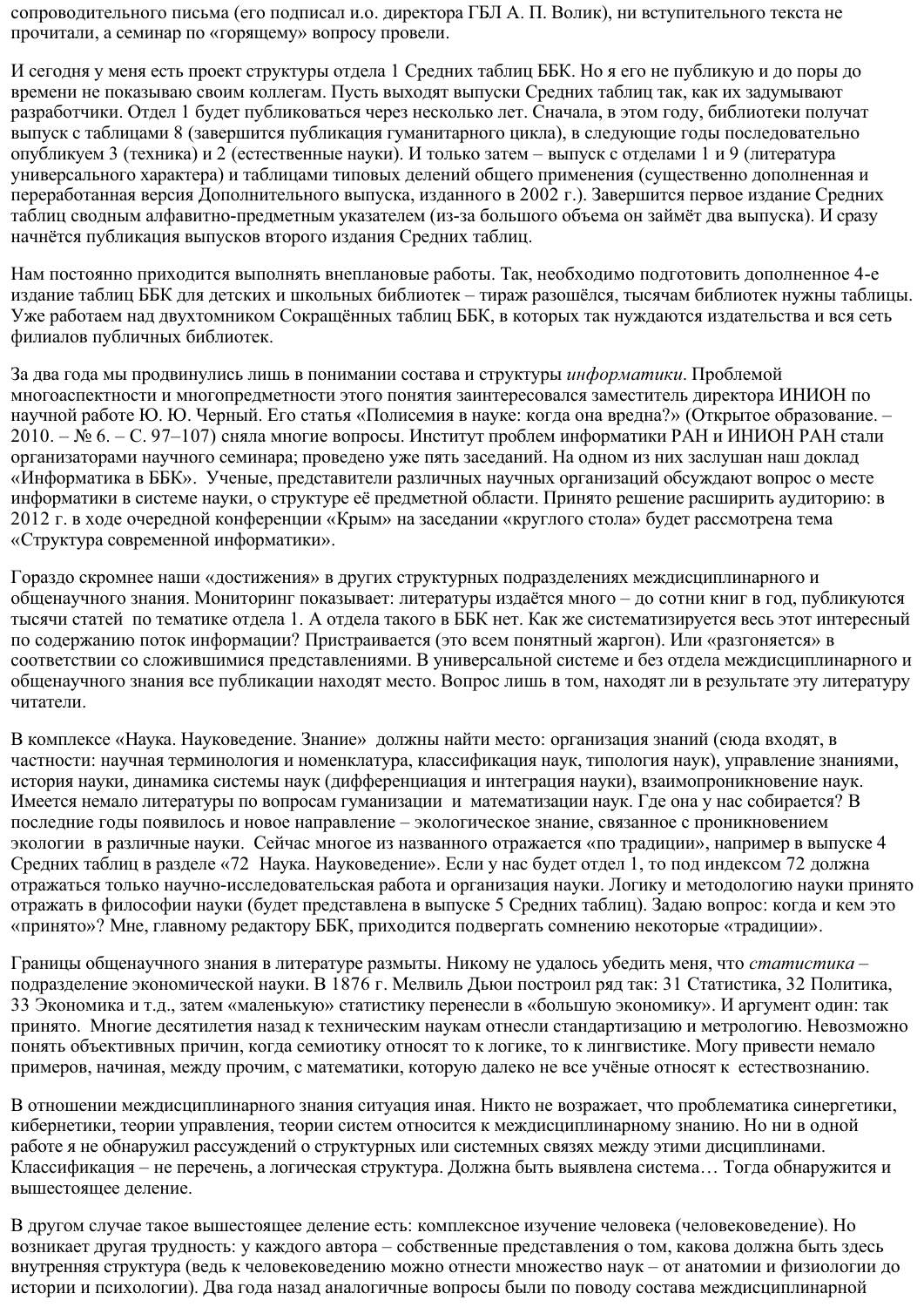сопроводительного письма (его подписал и.о. директора ГБЛ А. П. Волик), ни вступительного текста не прочитали, а семинар по «горящему» вопросу провели.

И сегодня у меня есть проект структуры отдела 1 Средних таблиц ББК. Но я его не публикую и до поры до времени не показываю своим коллегам. Пусть выходят выпуски Средних таблиц так, как их задумывают разработчики. Отдел 1 будет публиковаться через несколько лет. Сначала, в этом году, библиотеки получат выпуск с таблицами 8 (завершится публикация гуманитарного цикла), в следующие годы последовательно опубликуем 3 (техника) и 2 (естественные науки). И только затем – выпуск с отделами 1 и 9 (литература универсального характера) и таблицами типовых делений общего применения (существенно дополненная и переработанная версия Дополнительного выпуска, изданного в 2002 г.). Завершится первое издание Средних таблиц сводным алфавитно-предметным указателем (из-за большого объема он займёт два выпуска). И сразу начнётся публикация выпусков второго издания Средних таблиц.

Нам постоянно приходится выполнять внеплановые работы. Так, необходимо подготовить дополненное 4-е издание таблиц ББК для детских и школьных библиотек – тираж разошёлся, тысячам библиотек нужны таблицы. Уже работаем над двухтомником Сокращённых таблиц ББК, в которых так нуждаются издательства и вся сеть филиалов публичных библиотек.

За два года мы продвинулись лишь в понимании состава и структуры *информатики*. Проблемой многоаспектности и многопредметности этого понятия заинтересовался заместитель директора ИНИОН по научной работе Ю. Ю. Черный. Его статья «Полисемия в науке: когда она вредна?» (Открытое образование. – 2010. – № 6. – С. 97–107) сняла многие вопросы. Институт проблем информатики РАН и ИНИОН РАН стали организаторами научного семинара; проведено уже пять заседаний. На одном из них заслушан наш доклад «Информатика в ББК». Ученые, представители различных научных организаций обсуждают вопрос о месте информатики в системе науки, о структуре её предметной области. Принято решение расширить аудиторию: в 2012 г. в ходе очередной конференции «Крым» на заседании «круглого стола» будет рассмотрена тема «Структура современной информатики».

Гораздо скромнее наши «достижения» в других структурных подразделениях междисциплинарного и общенаучного знания. Мониторинг показывает: литературы издаётся много – до сотни книг в год, публикуются тысячи статей по тематике отдела 1. А отдела такого в ББК нет. Как же систематизируется весь этот интересный по содержанию поток информации? Пристраивается (это всем понятный жаргон). Или «разгоняется» в соответствии со сложившимися представлениями. В универсальной системе и без отдела междисциплинарного и общенаучного знания все публикации находят место. Вопрос лишь в том, находят ли в результате эту литературу читатели.

В комплексе «Наука. Науковедение. Знание» должны найти место: организация знаний (сюда входят, в частности: научная терминология и номенклатура, классификация наук, типология наук), управление знаниями, история науки, динамика системы наук (дифференциация и интеграция науки), взаимопроникновение наук. Имеется немало литературы по вопросам гуманизации и математизации наук. Где она у нас собирается? В последние годы появилось и новое направление – экологическое знание, связанное с проникновением экологии в различные науки. Сейчас многое из названного отражается «по традиции», например в выпуске 4 Средних таблиц в разделе «72 Наука. Науковедение». Если у нас будет отдел 1, то под индексом 72 должна отражаться только научно-исследовательская работа и организация науки. Логику и методологию науки принято отражать в философии науки (будет представлена в выпуске 5 Средних таблиц). Задаю вопрос: когда и кем это «принято»? Мне, главному редактору ББК, приходится подвергать сомнению некоторые «традиции».

Границы общенаучного знания в литературе размыты. Никому не удалось убедить меня, что *статистика* – подразделение экономической науки. В 1876 г. Мелвиль Дьюи построил ряд так: 31 Статистика, 32 Политика, 33 Экономика и т.д., затем «маленькую» статистику перенесли в «большую экономику». И аргумент один: так принято. Многие десятилетия назад к техническим наукам отнесли стандартизацию и метрологию. Невозможно понять объективных причин, когда семиотику относят то к логике, то к лингвистике. Могу привести немало примеров, начиная, между прочим, с математики, которую далеко не все учёные относят к естествознанию.

В отношении междисциплинарного знания ситуация иная. Никто не возражает, что проблематика синергетики, кибернетики, теории управления, теории систем относится к междисциплинарному знанию. Но ни в одной работе я не обнаружил рассуждений о структурных или системных связях между этими дисциплинами. Классификация – не перечень, а логическая структура. Должна быть выявлена система… Тогда обнаружится и вышестоящее деление.

В другом случае такое вышестоящее деление есть: комплексное изучение человека (человековедение). Но возникает другая трудность: у каждого автора – собственные представления о том, какова должна быть здесь внутренняя структура (ведь к человековедению можно отнести множество наук – от анатомии и физиологии до истории и психологии). Два года назад аналогичные вопросы были по поводу состава междисциплинарной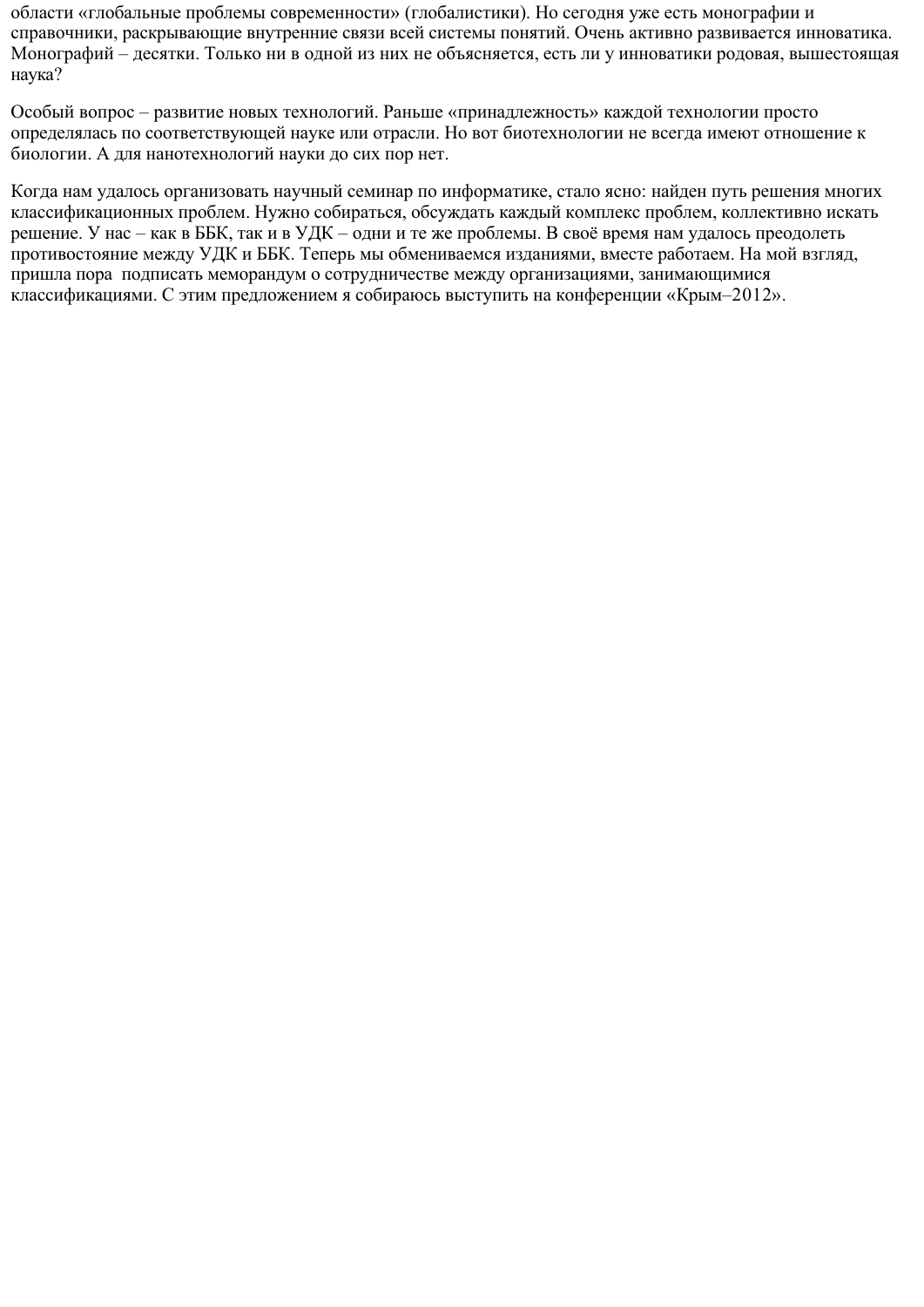области «глобальные проблемы современности» (глобалистики). Но сегодня уже есть монографии и справочники, раскрывающие внутренние связи всей системы понятий. Очень активно развивается инноватика. Монографий – десятки. Только ни в одной из них не объясняется, есть ли у инноватики родовая, вышестоящая наука?

Особый вопрос – развитие новых технологий. Раньше «принадлежность» каждой технологии просто определялась по соответствующей науке или отрасли. Но вот биотехнологии не всегда имеют отношение к биологии. А для нанотехнологий науки до сих пор нет.

Когда нам удалось организовать научный семинар по информатике, стало ясно: найден путь решения многих классификационных проблем. Нужно собираться, обсуждать каждый комплекс проблем, коллективно искать решение. У нас – как в ББК, так и в УДК – одни и те же проблемы. В своё время нам удалось преодолеть противостояние между УДК и ББК. Теперь мы обмениваемся изданиями, вместе работаем. На мой взгляд, пришла пора подписать меморандум о сотрудничестве между организациями, занимающимися классификациями. С этим предложением я собираюсь выступить на конференции «Крым–2012».